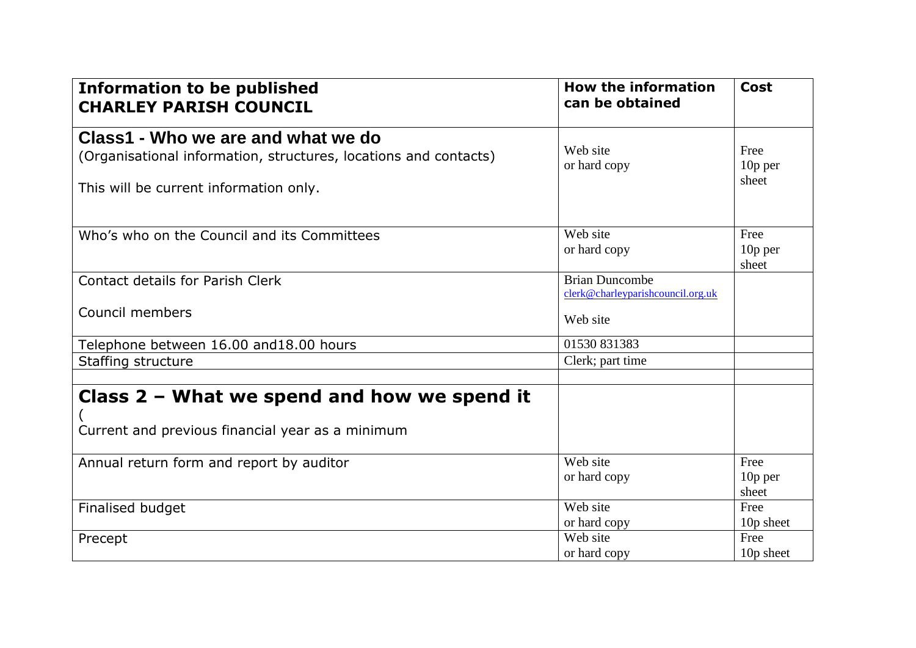| Information to be published<br>**CHARLEY PARISH COUNCIL** | How the information can be obtained | Cost |
|---|---|---|
| **Class1 - Who we are and what we do**<br>(Organisational information, structures, locations and contacts)<br><br>This will be current information only. | Web site<br>or hard copy | Free<br>10p per sheet |
| Who's who on the Council and its Committees | Web site<br>or hard copy | Free<br>10p per sheet |
| Contact details for Parish Clerk<br><br>Council members | Brian Duncombe<br>clerk@charleyparishcouncil.org.uk<br><br>Web site | |
| Telephone between 16.00 and18.00 hours | 01530 831383 | |
| Staffing structure | Clerk; part time | |
| | | |
| **Class 2 – What we spend and how we spend it**<br>(<br>Current and previous financial year as a minimum | | |
| Annual return form and report by auditor | Web site<br>or hard copy | Free<br>10p per sheet |
| Finalised budget | Web site<br>or hard copy | Free<br>10p sheet |
| Precept | Web site<br>or hard copy | Free<br>10p sheet |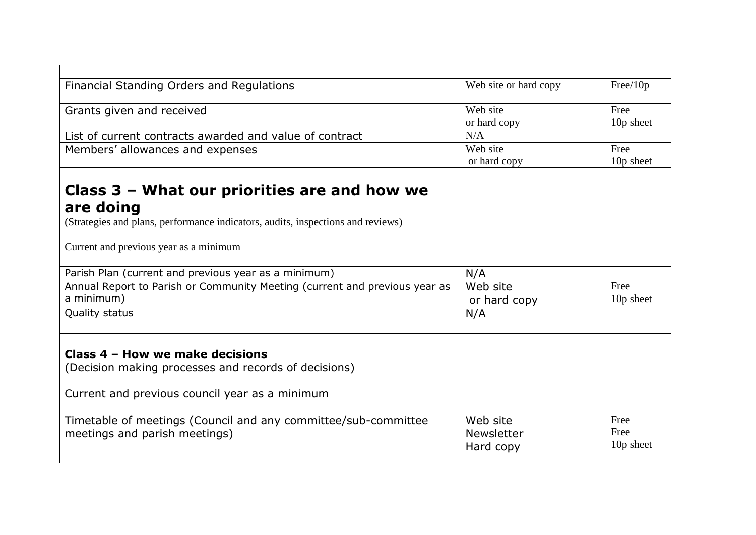| | | |
|---|---|---|
| Financial Standing Orders and Regulations | Web site or hard copy | Free/10p |
| Grants given and received | Web site<br>or hard copy | Free<br>10p sheet |
| List of current contracts awarded and value of contract | N/A | |
| Members' allowances and expenses | Web site<br>or hard copy | Free<br>10p sheet |
| | | |
| **Class 3 – What our priorities are and how we are doing**<br>(Strategies and plans, performance indicators, audits, inspections and reviews)<br><br>Current and previous year as a minimum | | |
| Parish Plan (current and previous year as a minimum) | N/A | |
| Annual Report to Parish or Community Meeting (current and previous year as a minimum) | Web site<br>or hard copy | Free<br>10p sheet |
| Quality status | N/A | |
| | | |
| | | |
| **Class 4 – How we make decisions**<br>(Decision making processes and records of decisions)<br><br>Current and previous council year as a minimum | | |
| Timetable of meetings (Council and any committee/sub-committee meetings and parish meetings) | Web site<br>Newsletter<br>Hard copy | Free<br>Free<br>10p sheet |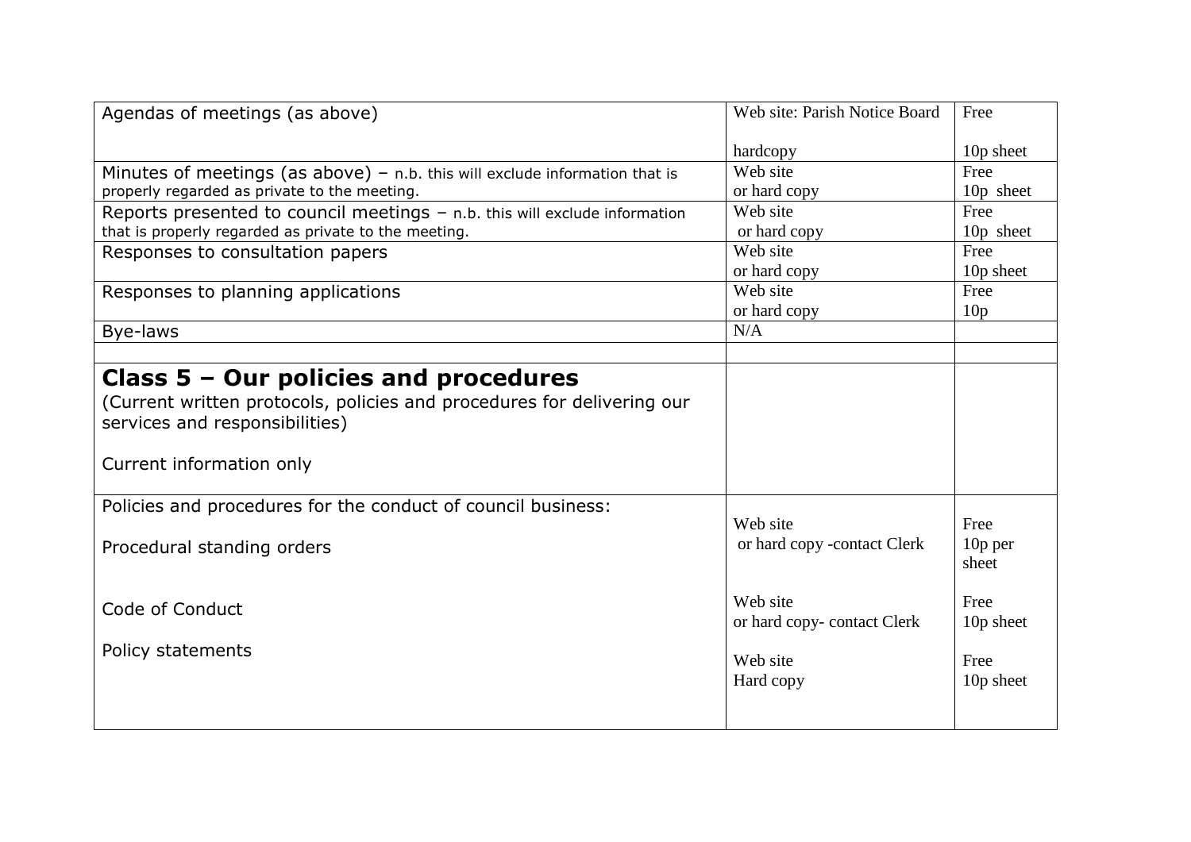| | | |
|---|---|---|
| Agendas of meetings (as above) | Web site: Parish Notice Board<br><br>hardcopy | Free<br><br>10p sheet |
| Minutes of meetings (as above) – n.b. this will exclude information that is properly regarded as private to the meeting. | Web site<br>or hard copy | Free<br>10p sheet |
| Reports presented to council meetings – n.b. this will exclude information that is properly regarded as private to the meeting. | Web site<br>or hard copy | Free<br>10p sheet |
| Responses to consultation papers | Web site<br>or hard copy | Free<br>10p sheet |
| Responses to planning applications | Web site<br>or hard copy | Free<br>10p |
| Bye-laws | N/A | |
| | | |
| **Class 5 – Our policies and procedures**<br>(Current written protocols, policies and procedures for delivering our services and responsibilities)<br><br>Current information only | | |
| Policies and procedures for the conduct of council business:<br><br>Procedural standing orders<br><br><br>Code of Conduct<br><br>Policy statements | <br>Web site<br>or hard copy -contact Clerk<br><br><br>Web site<br>or hard copy- contact Clerk<br><br>Web site<br>Hard copy | <br>Free<br>10p per sheet<br><br><br>Free<br>10p sheet<br><br>Free<br>10p sheet |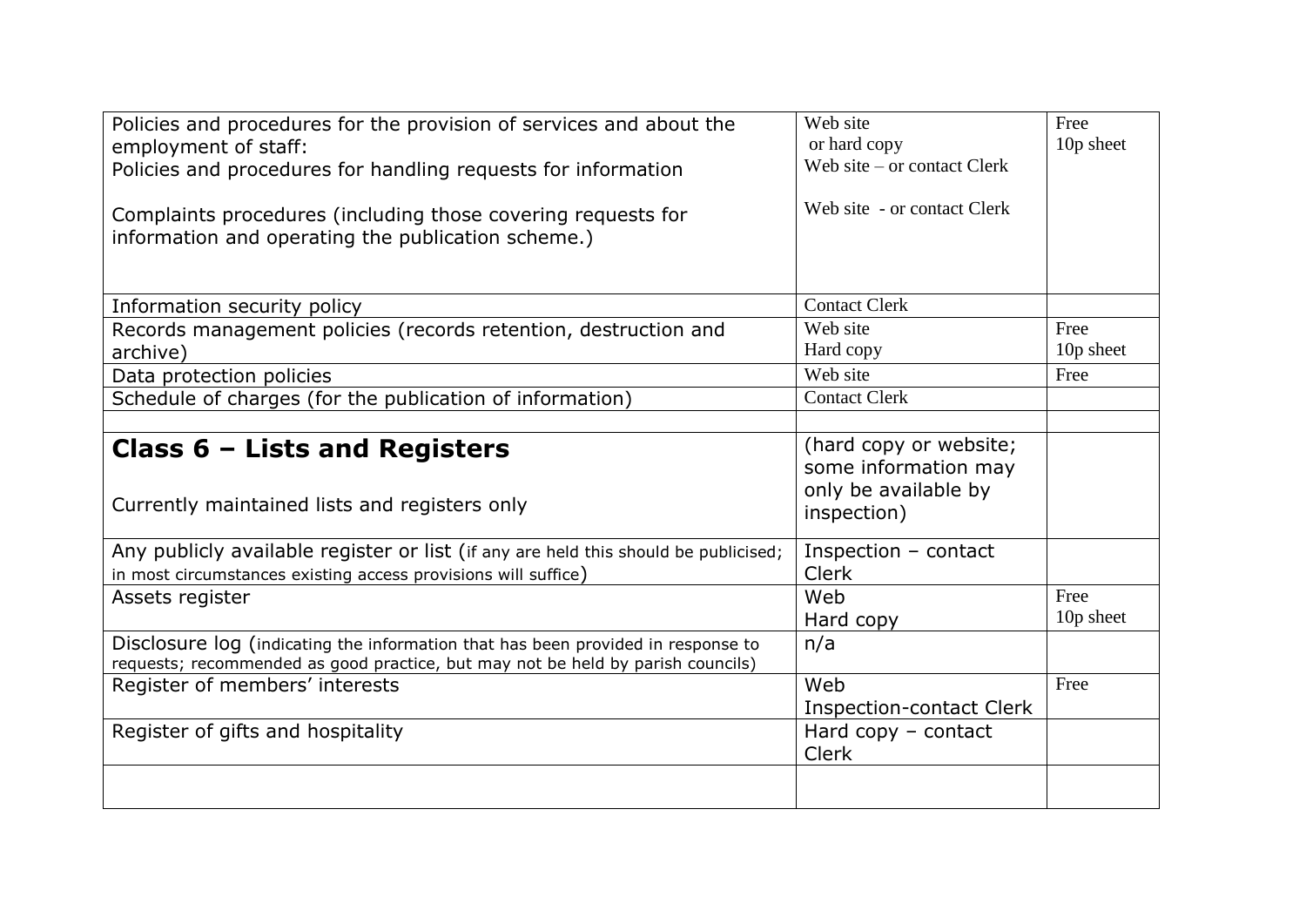| | | |
|---|---|---|
| Policies and procedures for the provision of services and about the employment of staff:<br>Policies and procedures for handling requests for information<br><br>Complaints procedures (including those covering requests for information and operating the publication scheme.) | Web site<br>or hard copy<br>Web site – or contact Clerk<br><br>Web site - or contact Clerk | Free<br>10p sheet |
| Information security policy | Contact Clerk | |
| Records management policies (records retention, destruction and archive) | Web site<br>Hard copy | Free<br>10p sheet |
| Data protection policies | Web site | Free |
| Schedule of charges (for the publication of information) | Contact Clerk | |
| | | |
| **Class 6 – Lists and Registers**<br><br>Currently maintained lists and registers only | (hard copy or website; some information may only be available by inspection) | |
| Any publicly available register or list (if any are held this should be publicised; in most circumstances existing access provisions will suffice) | Inspection – contact Clerk | |
| Assets register | Web<br>Hard copy | Free<br>10p sheet |
| Disclosure log (indicating the information that has been provided in response to requests; recommended as good practice, but may not be held by parish councils) | n/a | |
| Register of members' interests | Web<br>Inspection-contact Clerk | Free |
| Register of gifts and hospitality | Hard copy – contact Clerk | |
| | | |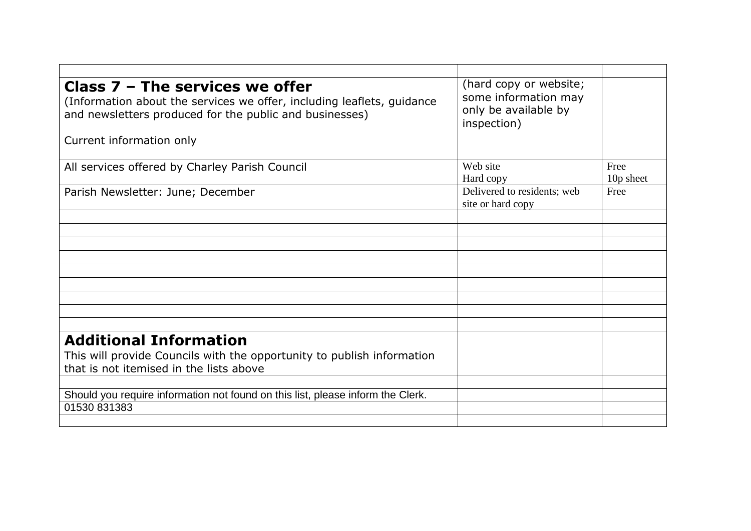| | | |
|---|---|---|
| **Class 7 – The services we offer**<br>(Information about the services we offer, including leaflets, guidance and newsletters produced for the public and businesses)<br><br>Current information only | (hard copy or website; some information may only be available by inspection) | |
| All services offered by Charley Parish Council | Web site<br>Hard copy | Free<br>10p sheet |
| Parish Newsletter: June; December | Delivered to residents; web site or hard copy | Free |
| | | |
| | | |
| | | |
| | | |
| | | |
| | | |
| | | |
| | | |
| | | |
| **Additional Information**<br>This will provide Councils with the opportunity to publish information that is not itemised in the lists above | | |
| | | |
| Should you require information not found on this list, please inform the Clerk. | | |
| 01530 831383 | | |
| | | |